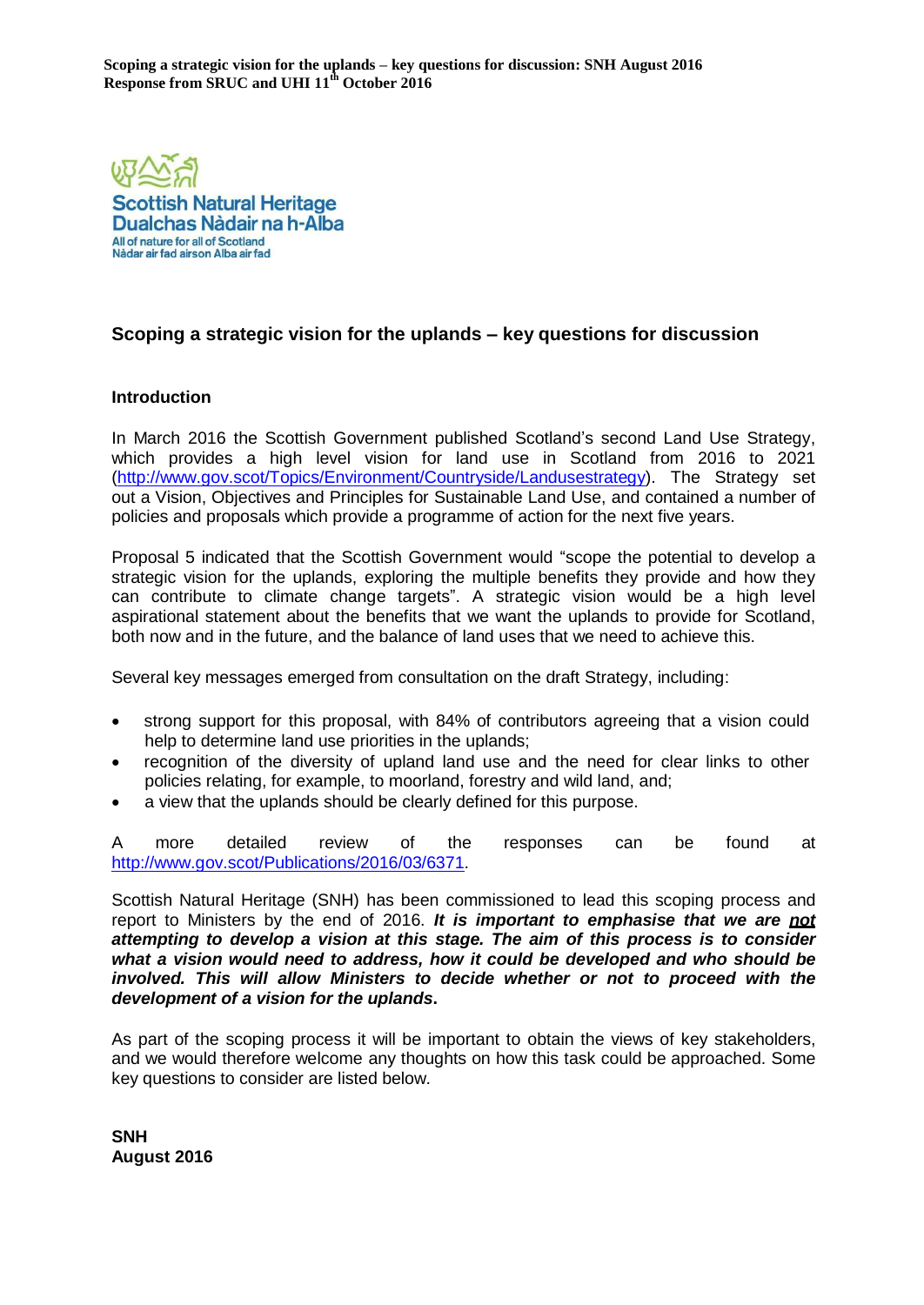**Scoping a strategic vision for the uplands – key questions for discussion: SNH August 2016**
**Response from SRUC and UHI 11th October 2016**

Scottish Natural Heritage
Dualchas Nàdair na h-Alba
All of nature for all of Scotland
Nàdar air fad airson Alba air fad

## Scoping a strategic vision for the uplands – key questions for discussion

### Introduction

In March 2016 the Scottish Government published Scotland's second Land Use Strategy, which provides a high level vision for land use in Scotland from 2016 to 2021 (http://www.gov.scot/Topics/Environment/Countryside/Landusestrategy). The Strategy set out a Vision, Objectives and Principles for Sustainable Land Use, and contained a number of policies and proposals which provide a programme of action for the next five years.

Proposal 5 indicated that the Scottish Government would "scope the potential to develop a strategic vision for the uplands, exploring the multiple benefits they provide and how they can contribute to climate change targets". A strategic vision would be a high level aspirational statement about the benefits that we want the uplands to provide for Scotland, both now and in the future, and the balance of land uses that we need to achieve this.

Several key messages emerged from consultation on the draft Strategy, including:

- strong support for this proposal, with 84% of contributors agreeing that a vision could help to determine land use priorities in the uplands;
- recognition of the diversity of upland land use and the need for clear links to other policies relating, for example, to moorland, forestry and wild land, and;
- a view that the uplands should be clearly defined for this purpose.

A more detailed review of the responses can be found at http://www.gov.scot/Publications/2016/03/6371.

Scottish Natural Heritage (SNH) has been commissioned to lead this scoping process and report to Ministers by the end of 2016. ***It is important to emphasise that we are not attempting to develop a vision at this stage. The aim of this process is to consider what a vision would need to address, how it could be developed and who should be involved. This will allow Ministers to decide whether or not to proceed with the development of a vision for the uplands.***

As part of the scoping process it will be important to obtain the views of key stakeholders, and we would therefore welcome any thoughts on how this task could be approached. Some key questions to consider are listed below.

**SNH**
**August 2016**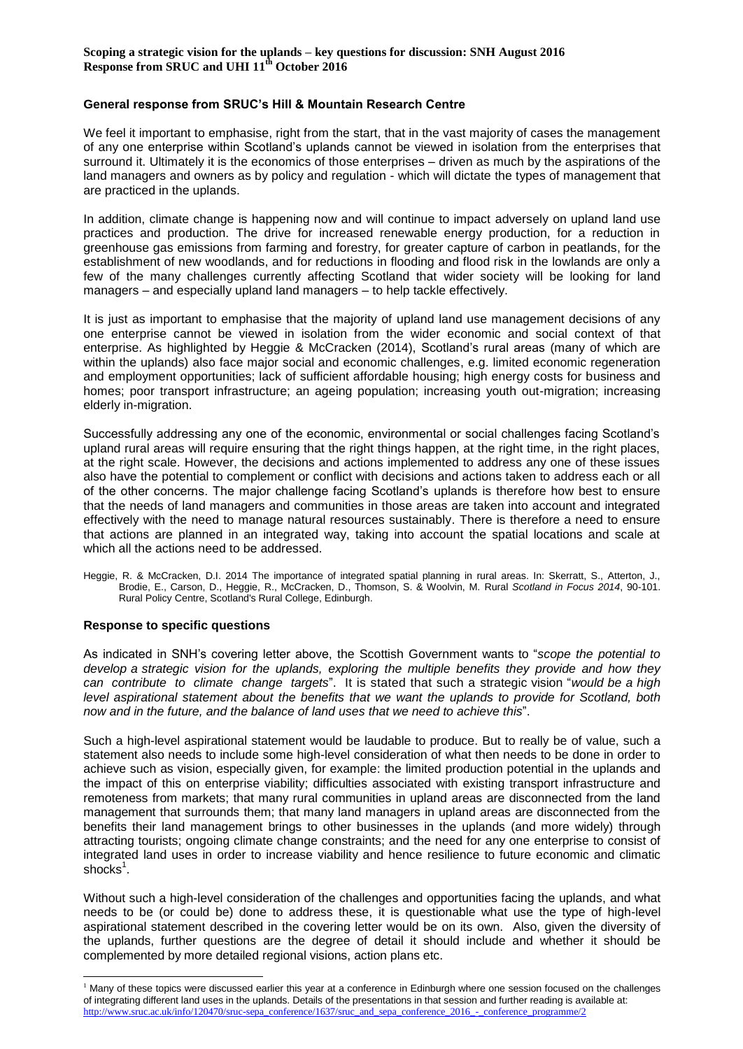**Scoping a strategic vision for the uplands – key questions for discussion: SNH August 2016**
**Response from SRUC and UHI 11th October 2016**

## General response from SRUC's Hill & Mountain Research Centre

We feel it important to emphasise, right from the start, that in the vast majority of cases the management of any one enterprise within Scotland's uplands cannot be viewed in isolation from the enterprises that surround it. Ultimately it is the economics of those enterprises – driven as much by the aspirations of the land managers and owners as by policy and regulation - which will dictate the types of management that are practiced in the uplands.

In addition, climate change is happening now and will continue to impact adversely on upland land use practices and production. The drive for increased renewable energy production, for a reduction in greenhouse gas emissions from farming and forestry, for greater capture of carbon in peatlands, for the establishment of new woodlands, and for reductions in flooding and flood risk in the lowlands are only a few of the many challenges currently affecting Scotland that wider society will be looking for land managers – and especially upland land managers – to help tackle effectively.

It is just as important to emphasise that the majority of upland land use management decisions of any one enterprise cannot be viewed in isolation from the wider economic and social context of that enterprise. As highlighted by Heggie & McCracken (2014), Scotland's rural areas (many of which are within the uplands) also face major social and economic challenges, e.g. limited economic regeneration and employment opportunities; lack of sufficient affordable housing; high energy costs for business and homes; poor transport infrastructure; an ageing population; increasing youth out-migration; increasing elderly in-migration.

Successfully addressing any one of the economic, environmental or social challenges facing Scotland's upland rural areas will require ensuring that the right things happen, at the right time, in the right places, at the right scale. However, the decisions and actions implemented to address any one of these issues also have the potential to complement or conflict with decisions and actions taken to address each or all of the other concerns. The major challenge facing Scotland's uplands is therefore how best to ensure that the needs of land managers and communities in those areas are taken into account and integrated effectively with the need to manage natural resources sustainably. There is therefore a need to ensure that actions are planned in an integrated way, taking into account the spatial locations and scale at which all the actions need to be addressed.

Heggie, R. & McCracken, D.I. 2014 The importance of integrated spatial planning in rural areas. In: Skerratt, S., Atterton, J., Brodie, E., Carson, D., Heggie, R., McCracken, D., Thomson, S. & Woolvin, M. Rural *Scotland in Focus 2014*, 90-101. Rural Policy Centre, Scotland's Rural College, Edinburgh.

## Response to specific questions

As indicated in SNH's covering letter above, the Scottish Government wants to "*scope the potential to develop a strategic vision for the uplands, exploring the multiple benefits they provide and how they can contribute to climate change targets*". It is stated that such a strategic vision "*would be a high level aspirational statement about the benefits that we want the uplands to provide for Scotland, both now and in the future, and the balance of land uses that we need to achieve this*".

Such a high-level aspirational statement would be laudable to produce. But to really be of value, such a statement also needs to include some high-level consideration of what then needs to be done in order to achieve such as vision, especially given, for example: the limited production potential in the uplands and the impact of this on enterprise viability; difficulties associated with existing transport infrastructure and remoteness from markets; that many rural communities in upland areas are disconnected from the land management that surrounds them; that many land managers in upland areas are disconnected from the benefits their land management brings to other businesses in the uplands (and more widely) through attracting tourists; ongoing climate change constraints; and the need for any one enterprise to consist of integrated land uses in order to increase viability and hence resilience to future economic and climatic shocks[1].

Without such a high-level consideration of the challenges and opportunities facing the uplands, and what needs to be (or could be) done to address these, it is questionable what use the type of high-level aspirational statement described in the covering letter would be on its own. Also, given the diversity of the uplands, further questions are the degree of detail it should include and whether it should be complemented by more detailed regional visions, action plans etc.

[1] Many of these topics were discussed earlier this year at a conference in Edinburgh where one session focused on the challenges of integrating different land uses in the uplands. Details of the presentations in that session and further reading is available at: http://www.sruc.ac.uk/info/120470/sruc-sepa_conference/1637/sruc_and_sepa_conference_2016_-_conference_programme/2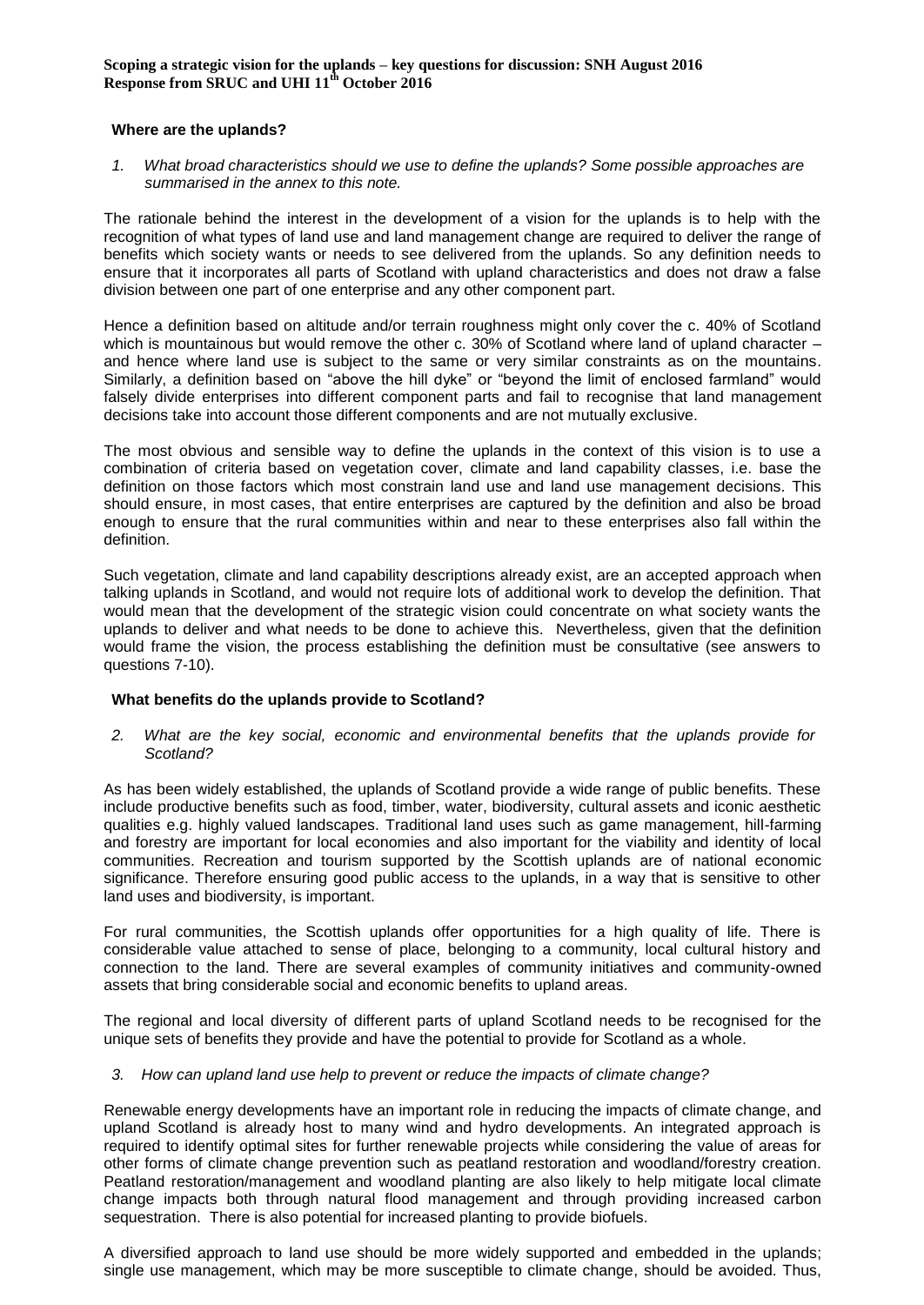**Scoping a strategic vision for the uplands – key questions for discussion: SNH August 2016**
**Response from SRUC and UHI 11th October 2016**

## Where are the uplands?

1. *What broad characteristics should we use to define the uplands? Some possible approaches are summarised in the annex to this note.*

The rationale behind the interest in the development of a vision for the uplands is to help with the recognition of what types of land use and land management change are required to deliver the range of benefits which society wants or needs to see delivered from the uplands. So any definition needs to ensure that it incorporates all parts of Scotland with upland characteristics and does not draw a false division between one part of one enterprise and any other component part.

Hence a definition based on altitude and/or terrain roughness might only cover the c. 40% of Scotland which is mountainous but would remove the other c. 30% of Scotland where land of upland character – and hence where land use is subject to the same or very similar constraints as on the mountains. Similarly, a definition based on "above the hill dyke" or "beyond the limit of enclosed farmland" would falsely divide enterprises into different component parts and fail to recognise that land management decisions take into account those different components and are not mutually exclusive.

The most obvious and sensible way to define the uplands in the context of this vision is to use a combination of criteria based on vegetation cover, climate and land capability classes, i.e. base the definition on those factors which most constrain land use and land use management decisions. This should ensure, in most cases, that entire enterprises are captured by the definition and also be broad enough to ensure that the rural communities within and near to these enterprises also fall within the definition.

Such vegetation, climate and land capability descriptions already exist, are an accepted approach when talking uplands in Scotland, and would not require lots of additional work to develop the definition. That would mean that the development of the strategic vision could concentrate on what society wants the uplands to deliver and what needs to be done to achieve this. Nevertheless, given that the definition would frame the vision, the process establishing the definition must be consultative (see answers to questions 7-10).

## What benefits do the uplands provide to Scotland?

2. *What are the key social, economic and environmental benefits that the uplands provide for Scotland?*

As has been widely established, the uplands of Scotland provide a wide range of public benefits. These include productive benefits such as food, timber, water, biodiversity, cultural assets and iconic aesthetic qualities e.g. highly valued landscapes. Traditional land uses such as game management, hill-farming and forestry are important for local economies and also important for the viability and identity of local communities. Recreation and tourism supported by the Scottish uplands are of national economic significance. Therefore ensuring good public access to the uplands, in a way that is sensitive to other land uses and biodiversity, is important.

For rural communities, the Scottish uplands offer opportunities for a high quality of life. There is considerable value attached to sense of place, belonging to a community, local cultural history and connection to the land. There are several examples of community initiatives and community-owned assets that bring considerable social and economic benefits to upland areas.

The regional and local diversity of different parts of upland Scotland needs to be recognised for the unique sets of benefits they provide and have the potential to provide for Scotland as a whole.

3. *How can upland land use help to prevent or reduce the impacts of climate change?*

Renewable energy developments have an important role in reducing the impacts of climate change, and upland Scotland is already host to many wind and hydro developments. An integrated approach is required to identify optimal sites for further renewable projects while considering the value of areas for other forms of climate change prevention such as peatland restoration and woodland/forestry creation. Peatland restoration/management and woodland planting are also likely to help mitigate local climate change impacts both through natural flood management and through providing increased carbon sequestration. There is also potential for increased planting to provide biofuels.

A diversified approach to land use should be more widely supported and embedded in the uplands; single use management, which may be more susceptible to climate change, should be avoided. Thus,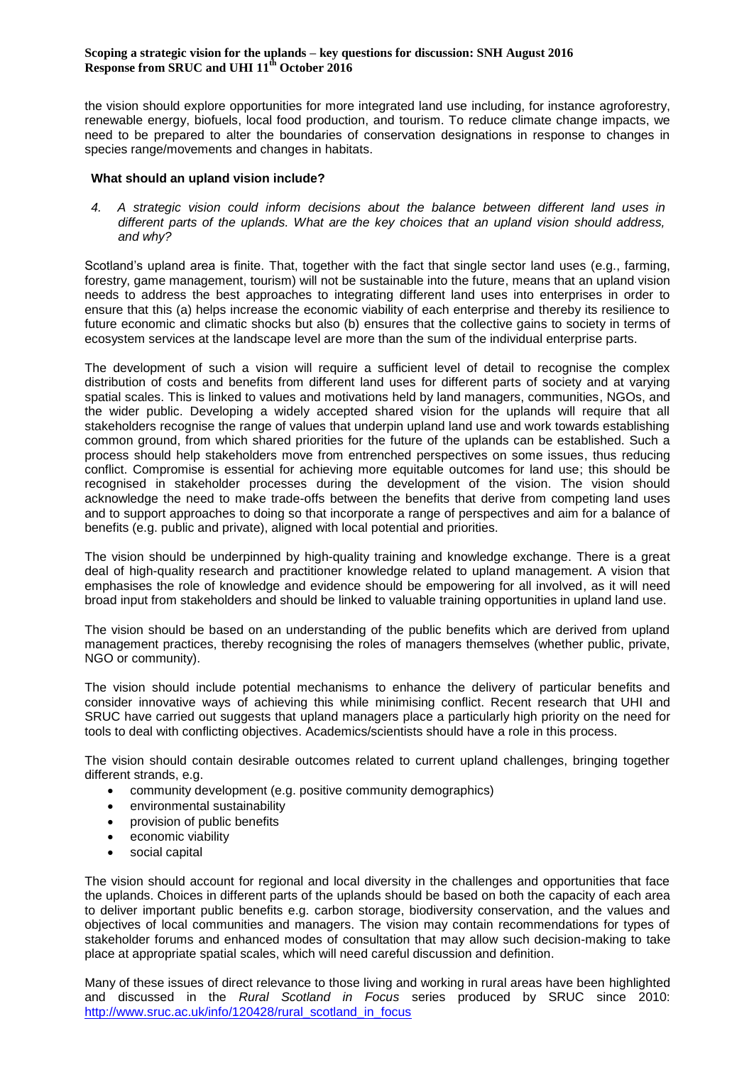the vision should explore opportunities for more integrated land use including, for instance agroforestry, renewable energy, biofuels, local food production, and tourism. To reduce climate change impacts, we need to be prepared to alter the boundaries of conservation designations in response to changes in species range/movements and changes in habitats.

### What should an upland vision include?

*4. A strategic vision could inform decisions about the balance between different land uses in different parts of the uplands. What are the key choices that an upland vision should address, and why?*

Scotland's upland area is finite. That, together with the fact that single sector land uses (e.g., farming, forestry, game management, tourism) will not be sustainable into the future, means that an upland vision needs to address the best approaches to integrating different land uses into enterprises in order to ensure that this (a) helps increase the economic viability of each enterprise and thereby its resilience to future economic and climatic shocks but also (b) ensures that the collective gains to society in terms of ecosystem services at the landscape level are more than the sum of the individual enterprise parts.

The development of such a vision will require a sufficient level of detail to recognise the complex distribution of costs and benefits from different land uses for different parts of society and at varying spatial scales. This is linked to values and motivations held by land managers, communities, NGOs, and the wider public. Developing a widely accepted shared vision for the uplands will require that all stakeholders recognise the range of values that underpin upland land use and work towards establishing common ground, from which shared priorities for the future of the uplands can be established. Such a process should help stakeholders move from entrenched perspectives on some issues, thus reducing conflict. Compromise is essential for achieving more equitable outcomes for land use; this should be recognised in stakeholder processes during the development of the vision. The vision should acknowledge the need to make trade-offs between the benefits that derive from competing land uses and to support approaches to doing so that incorporate a range of perspectives and aim for a balance of benefits (e.g. public and private), aligned with local potential and priorities.

The vision should be underpinned by high-quality training and knowledge exchange. There is a great deal of high-quality research and practitioner knowledge related to upland management. A vision that emphasises the role of knowledge and evidence should be empowering for all involved, as it will need broad input from stakeholders and should be linked to valuable training opportunities in upland land use.

The vision should be based on an understanding of the public benefits which are derived from upland management practices, thereby recognising the roles of managers themselves (whether public, private, NGO or community).

The vision should include potential mechanisms to enhance the delivery of particular benefits and consider innovative ways of achieving this while minimising conflict. Recent research that UHI and SRUC have carried out suggests that upland managers place a particularly high priority on the need for tools to deal with conflicting objectives. Academics/scientists should have a role in this process.

The vision should contain desirable outcomes related to current upland challenges, bringing together different strands, e.g.

- community development (e.g. positive community demographics)
- environmental sustainability
- provision of public benefits
- economic viability
- social capital

The vision should account for regional and local diversity in the challenges and opportunities that face the uplands. Choices in different parts of the uplands should be based on both the capacity of each area to deliver important public benefits e.g. carbon storage, biodiversity conservation, and the values and objectives of local communities and managers. The vision may contain recommendations for types of stakeholder forums and enhanced modes of consultation that may allow such decision-making to take place at appropriate spatial scales, which will need careful discussion and definition.

Many of these issues of direct relevance to those living and working in rural areas have been highlighted and discussed in the *Rural Scotland in Focus* series produced by SRUC since 2010: [http://www.sruc.ac.uk/info/120428/rural_scotland_in_focus](http://www.sruc.ac.uk/info/120428/rural_scotland_in_focus)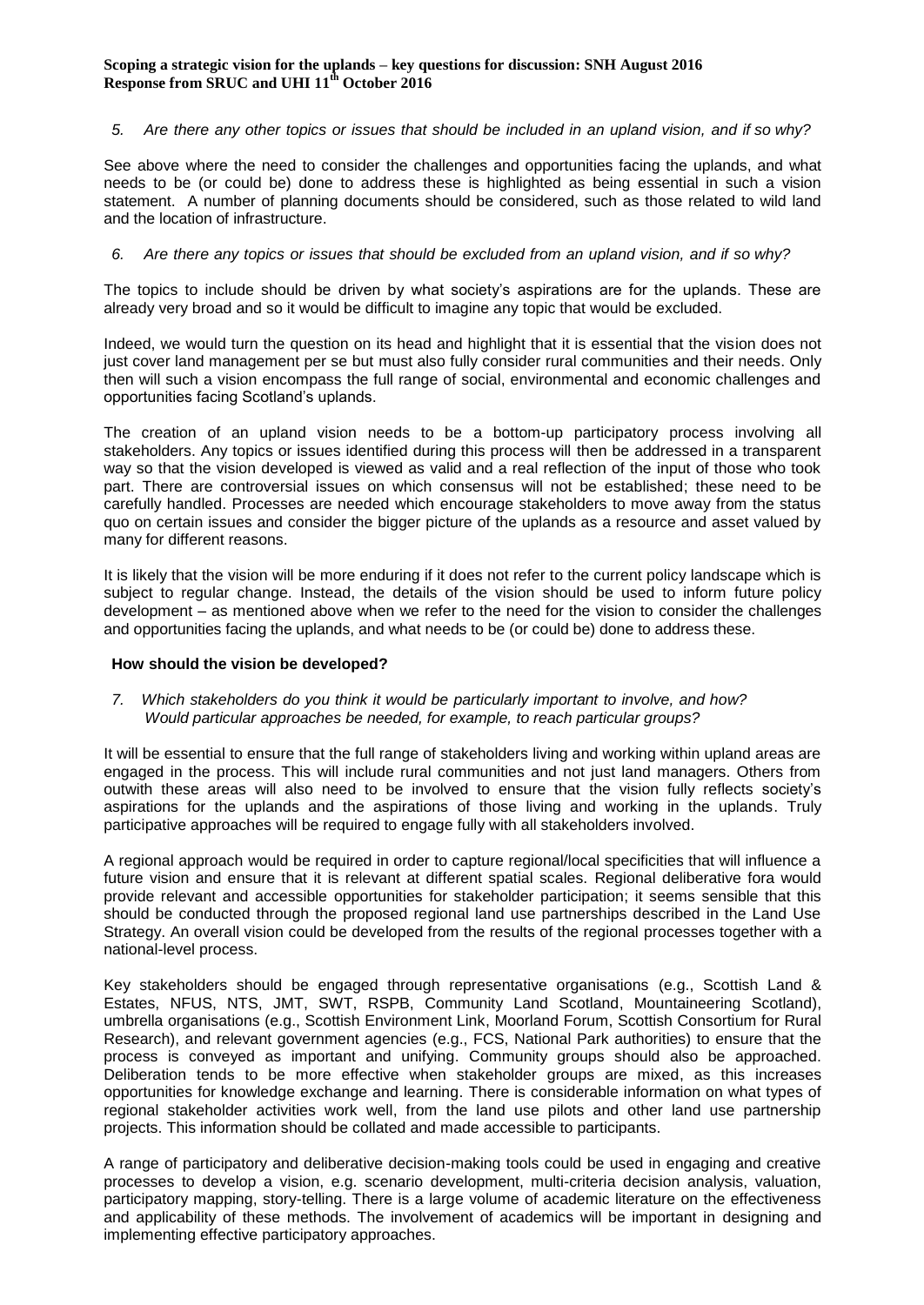*5. Are there any other topics or issues that should be included in an upland vision, and if so why?*

See above where the need to consider the challenges and opportunities facing the uplands, and what needs to be (or could be) done to address these is highlighted as being essential in such a vision statement. A number of planning documents should be considered, such as those related to wild land and the location of infrastructure.

*6. Are there any topics or issues that should be excluded from an upland vision, and if so why?*

The topics to include should be driven by what society's aspirations are for the uplands. These are already very broad and so it would be difficult to imagine any topic that would be excluded.

Indeed, we would turn the question on its head and highlight that it is essential that the vision does not just cover land management per se but must also fully consider rural communities and their needs. Only then will such a vision encompass the full range of social, environmental and economic challenges and opportunities facing Scotland's uplands.

The creation of an upland vision needs to be a bottom-up participatory process involving all stakeholders. Any topics or issues identified during this process will then be addressed in a transparent way so that the vision developed is viewed as valid and a real reflection of the input of those who took part. There are controversial issues on which consensus will not be established; these need to be carefully handled. Processes are needed which encourage stakeholders to move away from the status quo on certain issues and consider the bigger picture of the uplands as a resource and asset valued by many for different reasons.

It is likely that the vision will be more enduring if it does not refer to the current policy landscape which is subject to regular change. Instead, the details of the vision should be used to inform future policy development – as mentioned above when we refer to the need for the vision to consider the challenges and opportunities facing the uplands, and what needs to be (or could be) done to address these.

**How should the vision be developed?**

*7. Which stakeholders do you think it would be particularly important to involve, and how? Would particular approaches be needed, for example, to reach particular groups?*

It will be essential to ensure that the full range of stakeholders living and working within upland areas are engaged in the process. This will include rural communities and not just land managers. Others from outwith these areas will also need to be involved to ensure that the vision fully reflects society's aspirations for the uplands and the aspirations of those living and working in the uplands. Truly participative approaches will be required to engage fully with all stakeholders involved.

A regional approach would be required in order to capture regional/local specificities that will influence a future vision and ensure that it is relevant at different spatial scales. Regional deliberative fora would provide relevant and accessible opportunities for stakeholder participation; it seems sensible that this should be conducted through the proposed regional land use partnerships described in the Land Use Strategy. An overall vision could be developed from the results of the regional processes together with a national-level process.

Key stakeholders should be engaged through representative organisations (e.g., Scottish Land & Estates, NFUS, NTS, JMT, SWT, RSPB, Community Land Scotland, Mountaineering Scotland), umbrella organisations (e.g., Scottish Environment Link, Moorland Forum, Scottish Consortium for Rural Research), and relevant government agencies (e.g., FCS, National Park authorities) to ensure that the process is conveyed as important and unifying. Community groups should also be approached. Deliberation tends to be more effective when stakeholder groups are mixed, as this increases opportunities for knowledge exchange and learning. There is considerable information on what types of regional stakeholder activities work well, from the land use pilots and other land use partnership projects. This information should be collated and made accessible to participants.

A range of participatory and deliberative decision-making tools could be used in engaging and creative processes to develop a vision, e.g. scenario development, multi-criteria decision analysis, valuation, participatory mapping, story-telling. There is a large volume of academic literature on the effectiveness and applicability of these methods. The involvement of academics will be important in designing and implementing effective participatory approaches.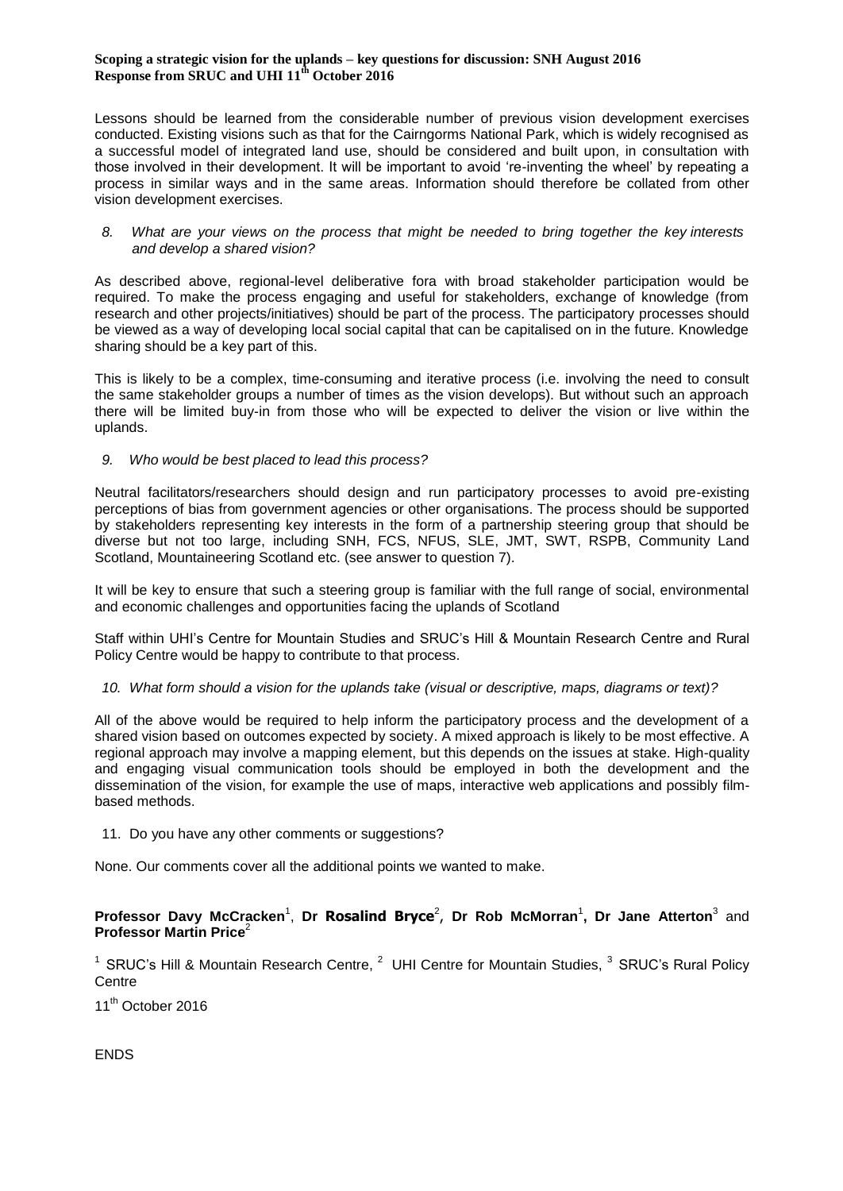Lessons should be learned from the considerable number of previous vision development exercises conducted. Existing visions such as that for the Cairngorms National Park, which is widely recognised as a successful model of integrated land use, should be considered and built upon, in consultation with those involved in their development. It will be important to avoid 're-inventing the wheel' by repeating a process in similar ways and in the same areas. Information should therefore be collated from other vision development exercises.

*8. What are your views on the process that might be needed to bring together the key interests and develop a shared vision?*

As described above, regional-level deliberative fora with broad stakeholder participation would be required. To make the process engaging and useful for stakeholders, exchange of knowledge (from research and other projects/initiatives) should be part of the process. The participatory processes should be viewed as a way of developing local social capital that can be capitalised on in the future. Knowledge sharing should be a key part of this.

This is likely to be a complex, time-consuming and iterative process (i.e. involving the need to consult the same stakeholder groups a number of times as the vision develops). But without such an approach there will be limited buy-in from those who will be expected to deliver the vision or live within the uplands.

*9. Who would be best placed to lead this process?*

Neutral facilitators/researchers should design and run participatory processes to avoid pre-existing perceptions of bias from government agencies or other organisations. The process should be supported by stakeholders representing key interests in the form of a partnership steering group that should be diverse but not too large, including SNH, FCS, NFUS, SLE, JMT, SWT, RSPB, Community Land Scotland, Mountaineering Scotland etc. (see answer to question 7).

It will be key to ensure that such a steering group is familiar with the full range of social, environmental and economic challenges and opportunities facing the uplands of Scotland

Staff within UHI's Centre for Mountain Studies and SRUC's Hill & Mountain Research Centre and Rural Policy Centre would be happy to contribute to that process.

*10. What form should a vision for the uplands take (visual or descriptive, maps, diagrams or text)?*

All of the above would be required to help inform the participatory process and the development of a shared vision based on outcomes expected by society. A mixed approach is likely to be most effective. A regional approach may involve a mapping element, but this depends on the issues at stake. High-quality and engaging visual communication tools should be employed in both the development and the dissemination of the vision, for example the use of maps, interactive web applications and possibly film-based methods.

11. Do you have any other comments or suggestions?

None. Our comments cover all the additional points we wanted to make.

**Professor Davy McCracken**[1], **Dr Rosalind Bryce**[2], **Dr Rob McMorran**[1], **Dr Jane Atterton**[3] and **Professor Martin Price**[2]

[1] SRUC's Hill & Mountain Research Centre, [2] UHI Centre for Mountain Studies, [3] SRUC's Rural Policy Centre

11th October 2016

ENDS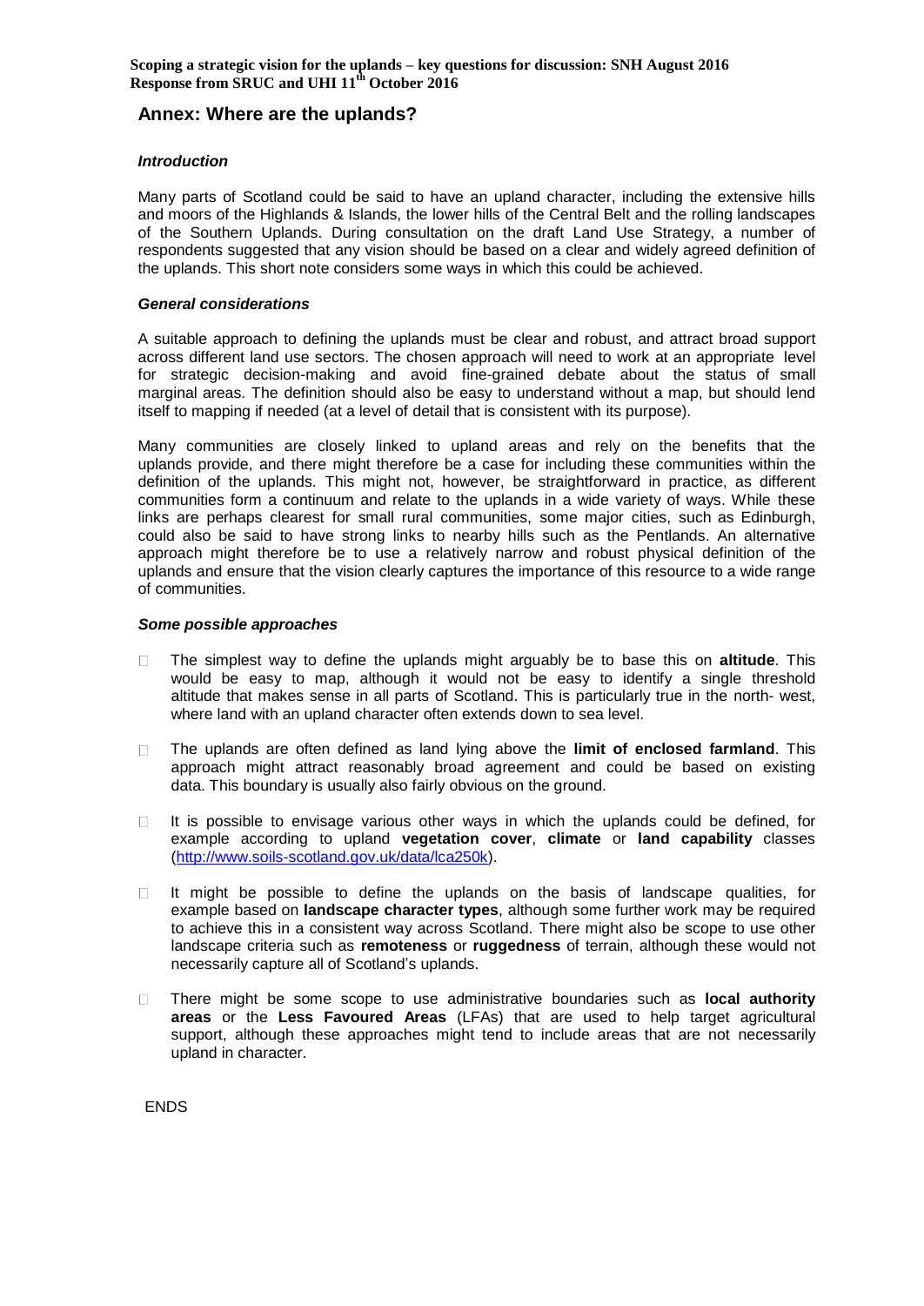## Annex: Where are the uplands?

### *Introduction*

Many parts of Scotland could be said to have an upland character, including the extensive hills and moors of the Highlands & Islands, the lower hills of the Central Belt and the rolling landscapes of the Southern Uplands. During consultation on the draft Land Use Strategy, a number of respondents suggested that any vision should be based on a clear and widely agreed definition of the uplands. This short note considers some ways in which this could be achieved.

### *General considerations*

A suitable approach to defining the uplands must be clear and robust, and attract broad support across different land use sectors. The chosen approach will need to work at an appropriate level for strategic decision-making and avoid fine-grained debate about the status of small marginal areas. The definition should also be easy to understand without a map, but should lend itself to mapping if needed (at a level of detail that is consistent with its purpose).

Many communities are closely linked to upland areas and rely on the benefits that the uplands provide, and there might therefore be a case for including these communities within the definition of the uplands. This might not, however, be straightforward in practice, as different communities form a continuum and relate to the uplands in a wide variety of ways. While these links are perhaps clearest for small rural communities, some major cities, such as Edinburgh, could also be said to have strong links to nearby hills such as the Pentlands. An alternative approach might therefore be to use a relatively narrow and robust physical definition of the uplands and ensure that the vision clearly captures the importance of this resource to a wide range of communities.

### *Some possible approaches*

- The simplest way to define the uplands might arguably be to base this on **altitude**. This would be easy to map, although it would not be easy to identify a single threshold altitude that makes sense in all parts of Scotland. This is particularly true in the north- west, where land with an upland character often extends down to sea level.
- The uplands are often defined as land lying above the **limit of enclosed farmland**. This approach might attract reasonably broad agreement and could be based on existing data. This boundary is usually also fairly obvious on the ground.
- It is possible to envisage various other ways in which the uplands could be defined, for example according to upland **vegetation cover**, **climate** or **land capability** classes (http://www.soils-scotland.gov.uk/data/lca250k).
- It might be possible to define the uplands on the basis of landscape qualities, for example based on **landscape character types**, although some further work may be required to achieve this in a consistent way across Scotland. There might also be scope to use other landscape criteria such as **remoteness** or **ruggedness** of terrain, although these would not necessarily capture all of Scotland's uplands.
- There might be some scope to use administrative boundaries such as **local authority areas** or the **Less Favoured Areas** (LFAs) that are used to help target agricultural support, although these approaches might tend to include areas that are not necessarily upland in character.

ENDS